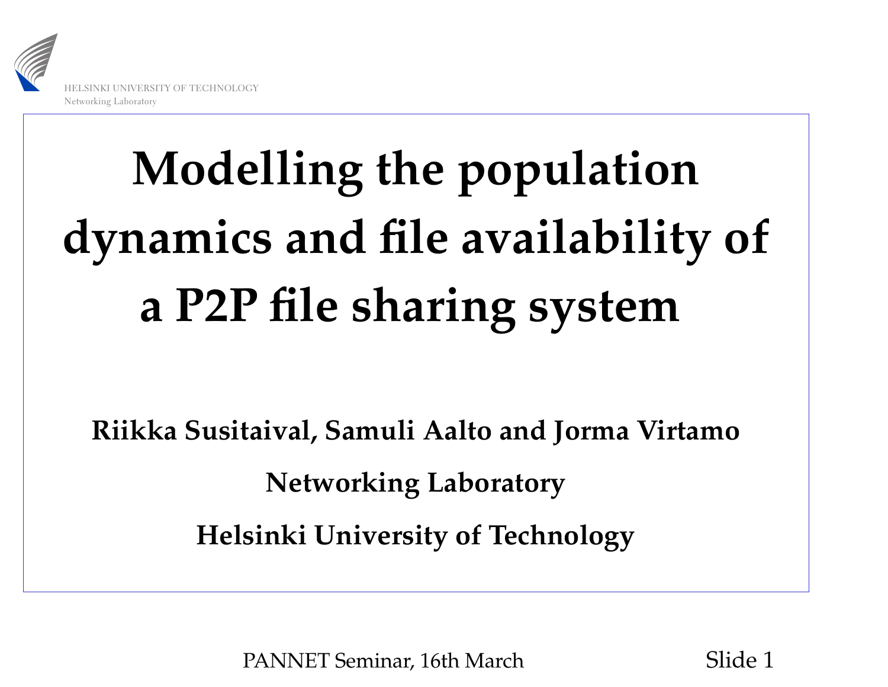# Modelling the population dynamics and file availability of a P2P file sharing system

**Riikka Susitaival, Samuli Aalto and Jorma Virtamo**

**Networking Laboratory**

**Helsinki University of Technology**

PANNET Seminar, 16th March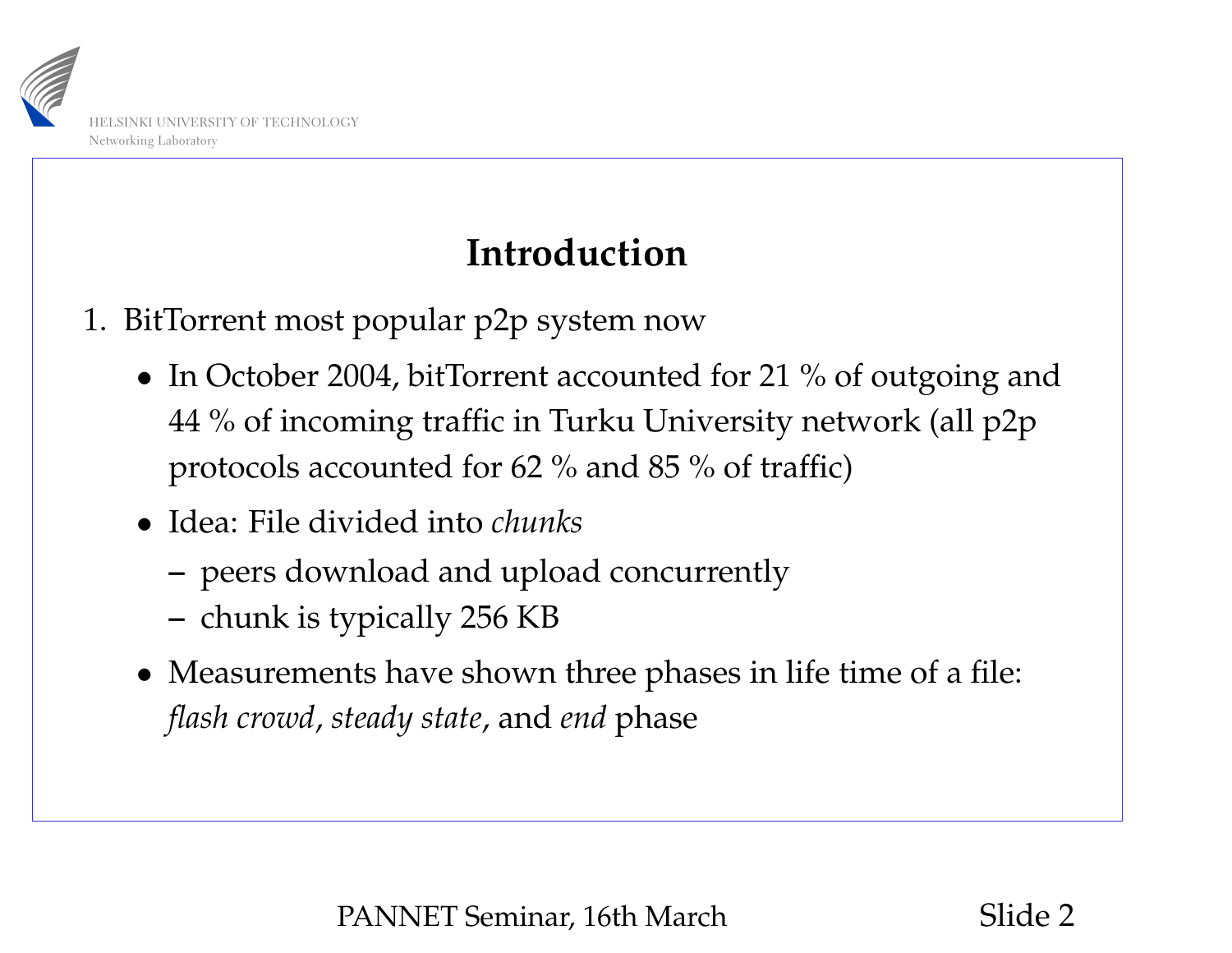# Introduction

1. BitTorrent most popular p2p system now
   - In October 2004, bitTorrent accounted for 21 % of outgoing and 44 % of incoming traffic in Turku University network (all p2p protocols accounted for 62 % and 85 % of traffic)
   - Idea: File divided into *chunks*
     - peers download and upload concurrently
     - chunk is typically 256 KB
   - Measurements have shown three phases in life time of a file: *flash crowd*, *steady state*, and *end* phase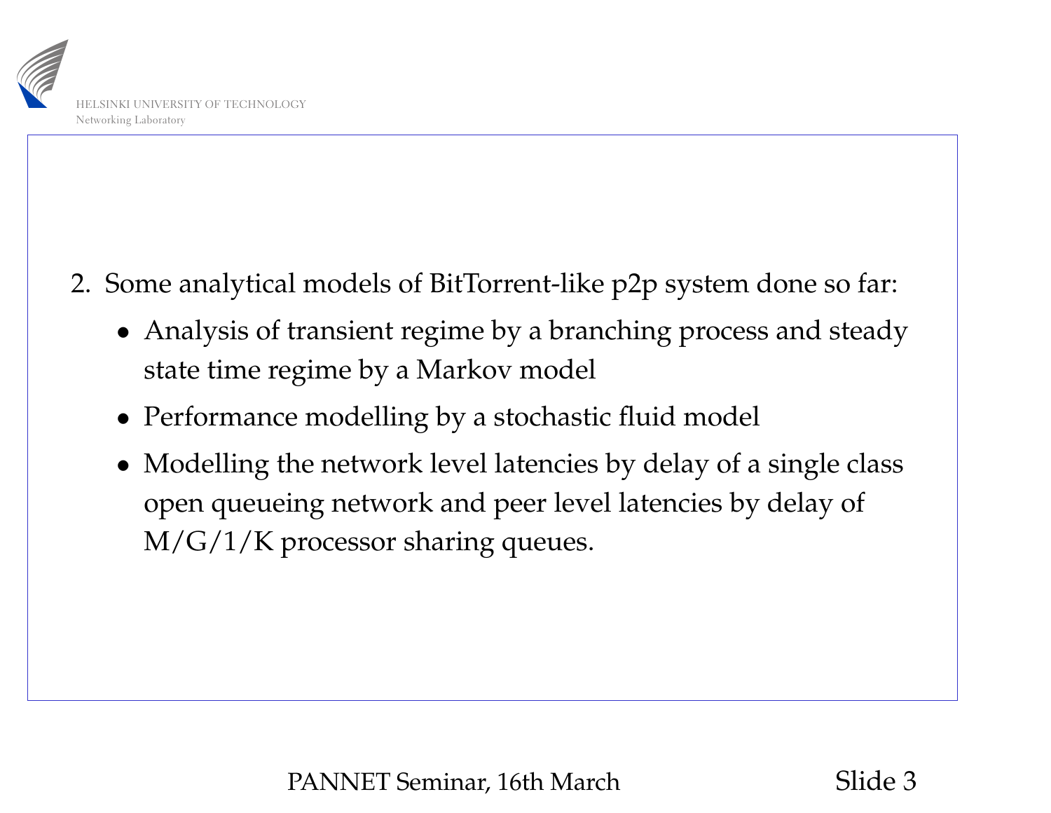2. Some analytical models of BitTorrent-like p2p system done so far:

   - Analysis of transient regime by a branching process and steady state time regime by a Markov model
   - Performance modelling by a stochastic fluid model
   - Modelling the network level latencies by delay of a single class open queueing network and peer level latencies by delay of M/G/1/K processor sharing queues.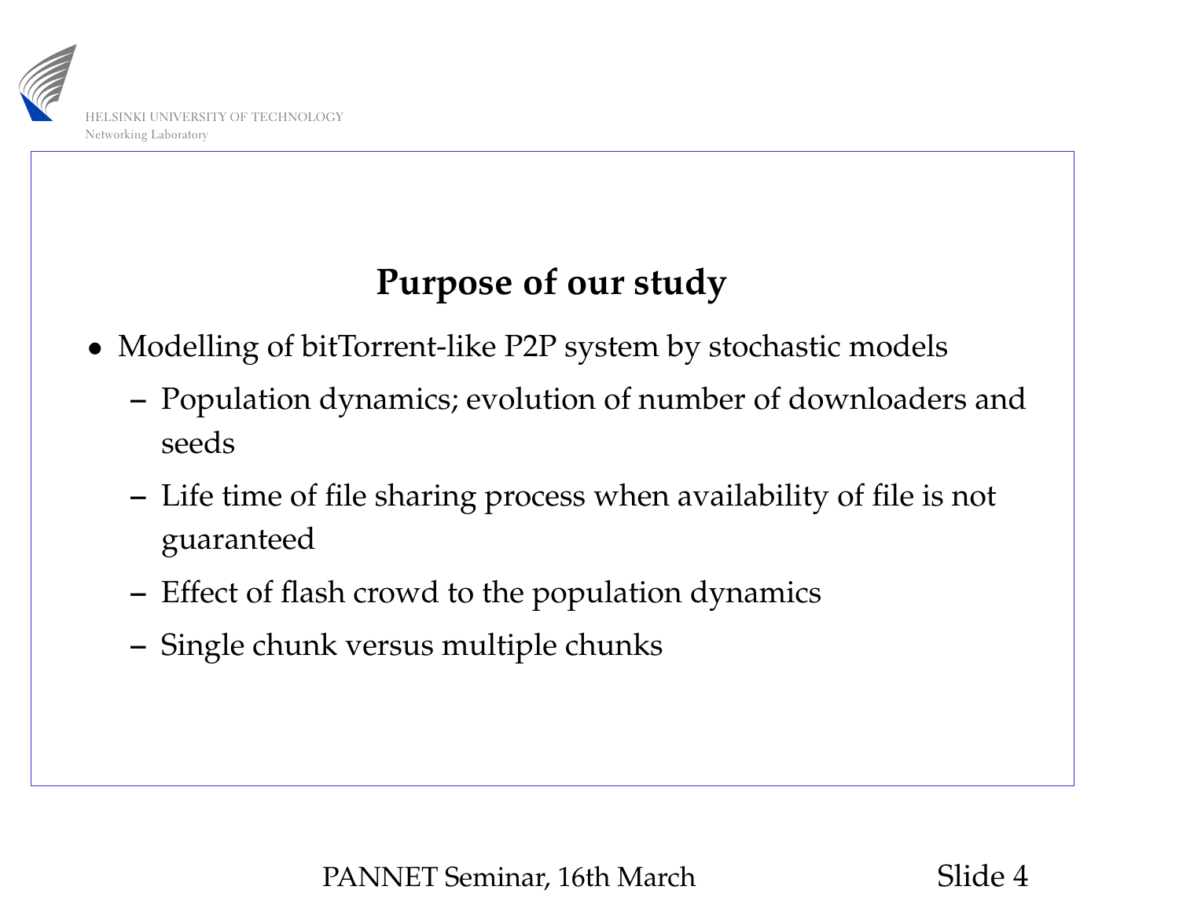## Purpose of our study

- Modelling of bitTorrent-like P2P system by stochastic models
  - Population dynamics; evolution of number of downloaders and seeds
  - Life time of file sharing process when availability of file is not guaranteed
  - Effect of flash crowd to the population dynamics
  - Single chunk versus multiple chunks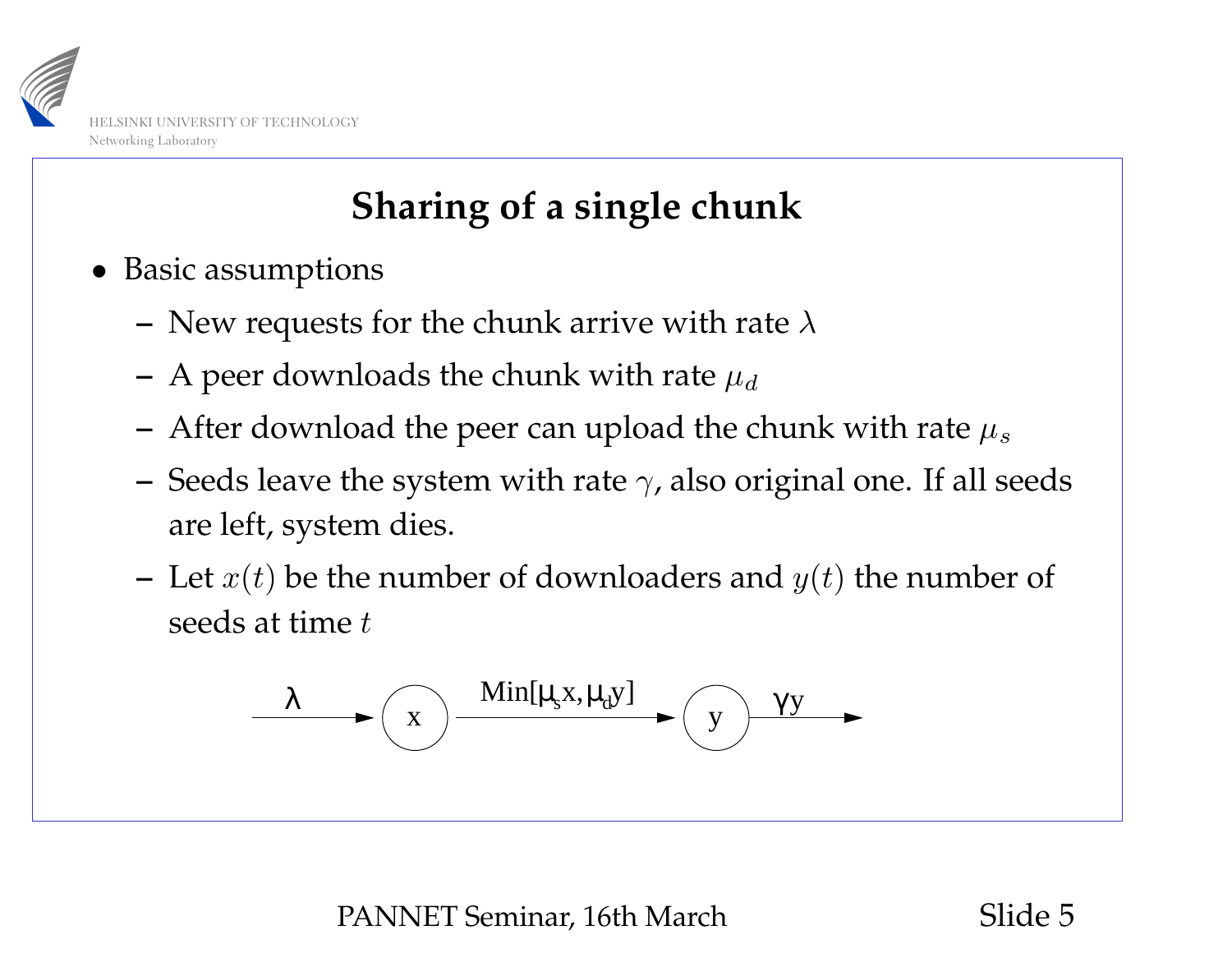# Sharing of a single chunk

- Basic assumptions
  - New requests for the chunk arrive with rate $\lambda$
  - A peer downloads the chunk with rate $\mu_d$
  - After download the peer can upload the chunk with rate $\mu_s$
  - Seeds leave the system with rate $\gamma$, also original one. If all seeds are left, system dies.
  - Let $x(t)$ be the number of downloaders and $y(t)$ the number of seeds at time $t$

$$\xrightarrow{\lambda} \; x \; \xrightarrow{\text{Min}[\mu_s x, \mu_d y]} \; y \; \xrightarrow{\gamma y}$$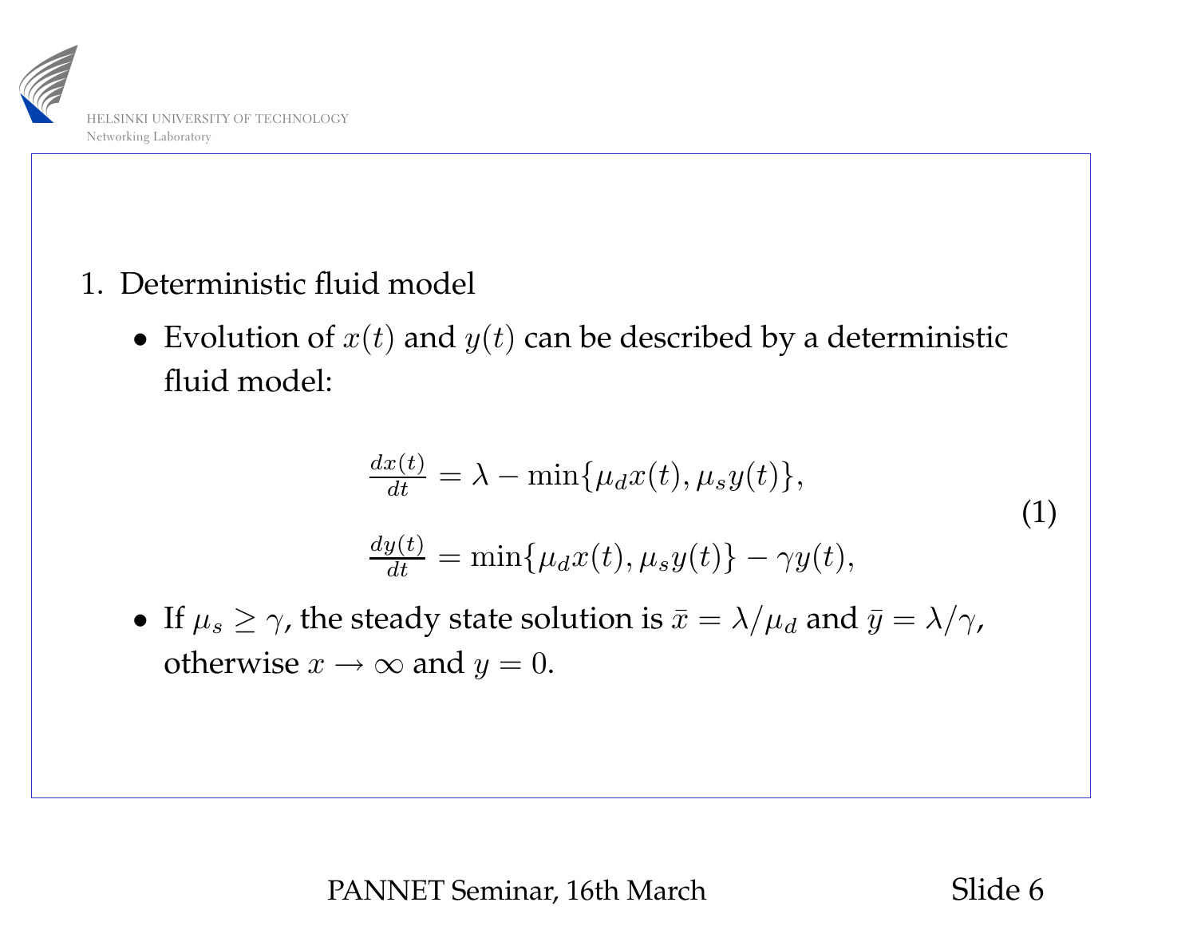1. Deterministic fluid model

   - Evolution of $x(t)$ and $y(t)$ can be described by a deterministic fluid model:

$$
\begin{aligned}
\frac{dx(t)}{dt} &= \lambda - \min\{\mu_d x(t), \mu_s y(t)\}, \\
\frac{dy(t)}{dt} &= \min\{\mu_d x(t), \mu_s y(t)\} - \gamma y(t),
\end{aligned}
\tag{1}
$$

   - If $\mu_s \geq \gamma$, the steady state solution is $\bar{x} = \lambda/\mu_d$ and $\bar{y} = \lambda/\gamma$, otherwise $x \to \infty$ and $y = 0$.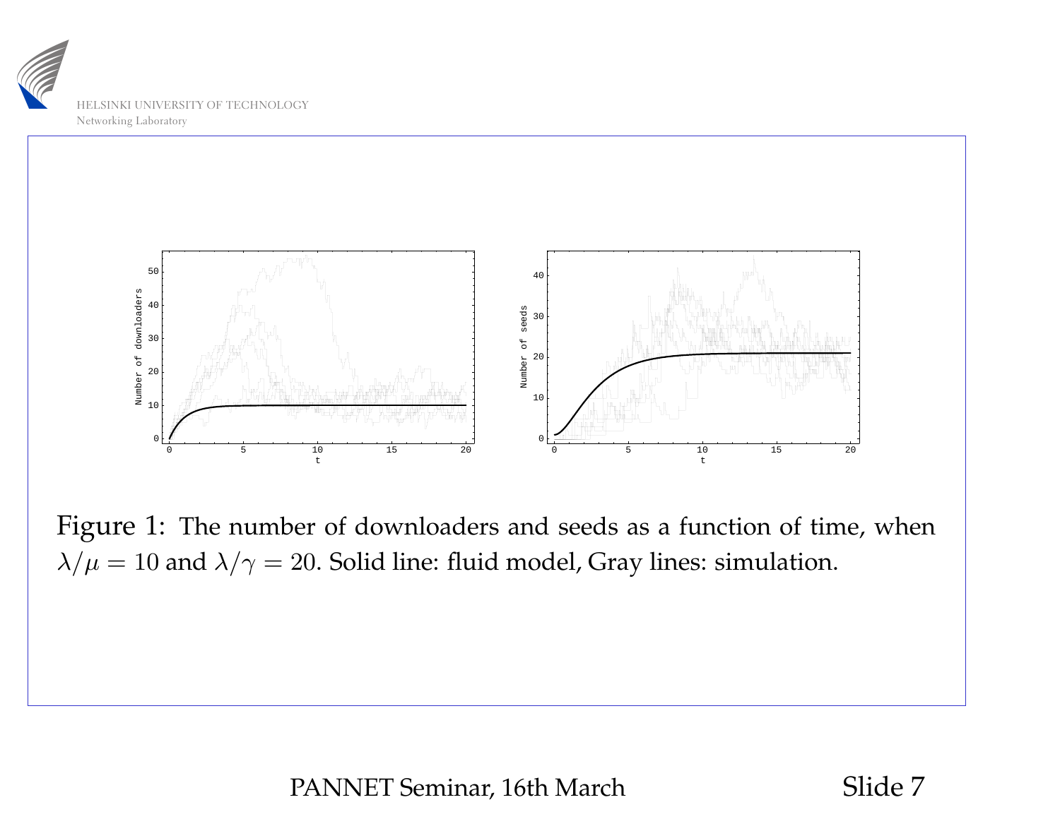Figure 1: The number of downloaders and seeds as a function of time, when $\lambda/\mu = 10$ and $\lambda/\gamma = 20$. Solid line: fluid model, Gray lines: simulation.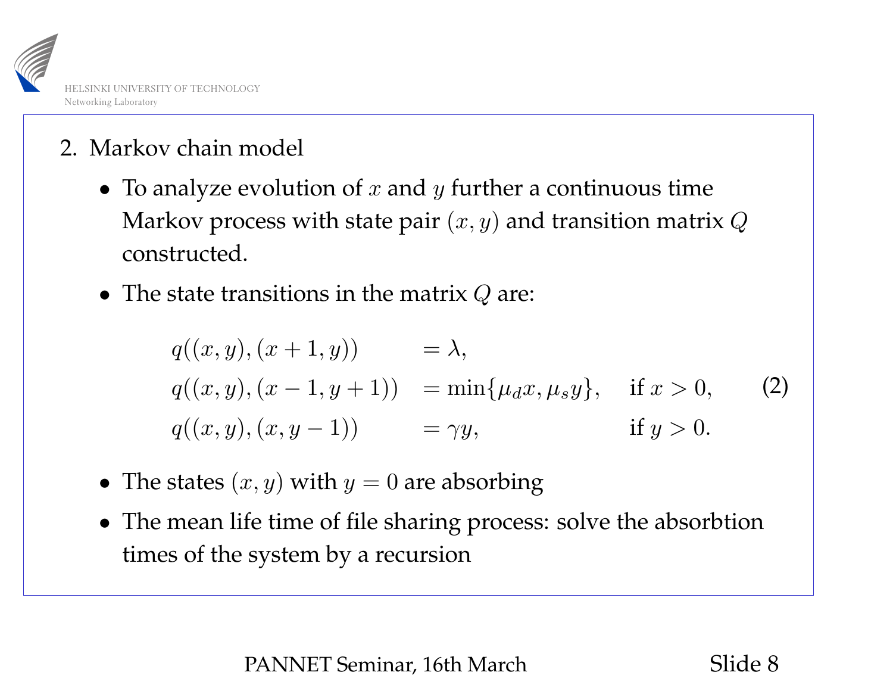2. Markov chain model

- To analyze evolution of $x$ and $y$ further a continuous time Markov process with state pair $(x, y)$ and transition matrix $Q$ constructed.
- The state transitions in the matrix $Q$ are:

$$
\begin{aligned}
q((x,y),(x+1,y)) &= \lambda, \\
q((x,y),(x-1,y+1)) &= \min\{\mu_d x, \mu_s y\}, \quad \text{if } x > 0, \\
q((x,y),(x,y-1)) &= \gamma y, \quad \text{if } y > 0.
\end{aligned}
\tag{2}
$$

- The states $(x, y)$ with $y = 0$ are absorbing
- The mean life time of file sharing process: solve the absorbtion times of the system by a recursion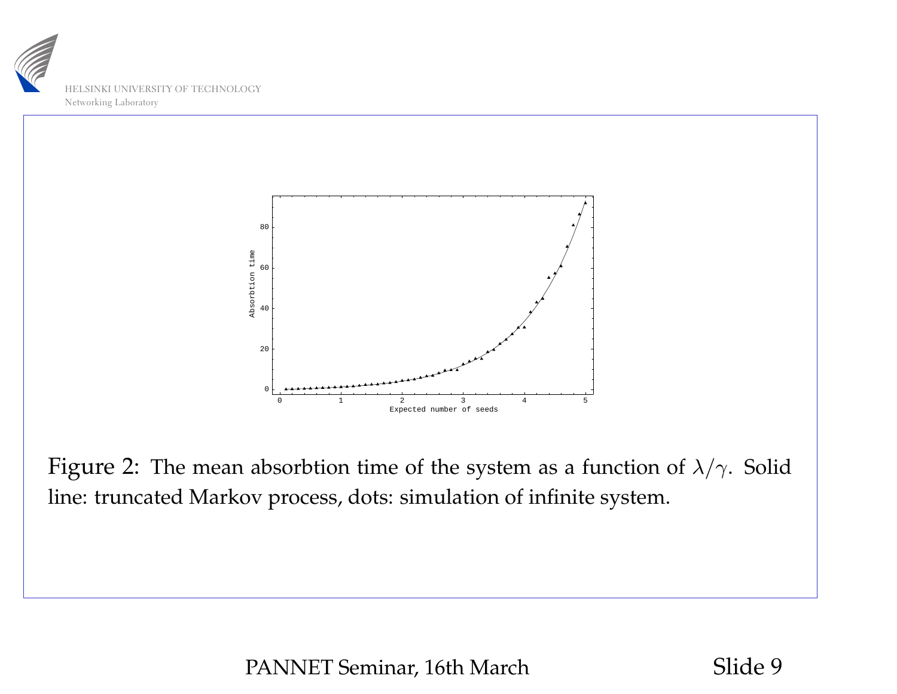Figure 2: The mean absorbtion time of the system as a function of $\lambda/\gamma$. Solid line: truncated Markov process, dots: simulation of infinite system.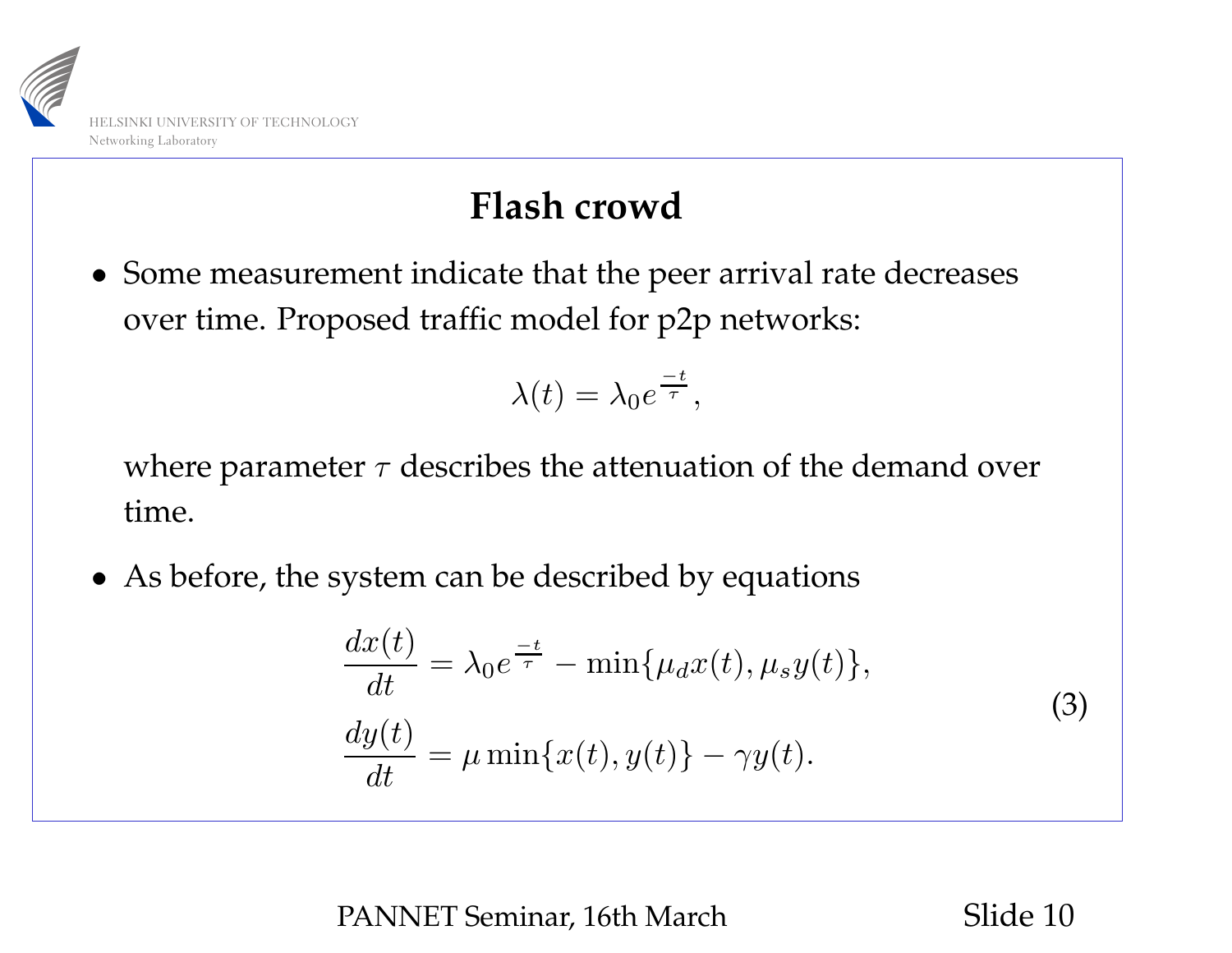# Flash crowd

- Some measurement indicate that the peer arrival rate decreases over time. Proposed traffic model for p2p networks:

$$\lambda(t) = \lambda_0 e^{\frac{-t}{\tau}},$$

  where parameter $\tau$ describes the attenuation of the demand over time.

- As before, the system can be described by equations

$$\begin{aligned}
\frac{dx(t)}{dt} &= \lambda_0 e^{\frac{-t}{\tau}} - \min\{\mu_d x(t), \mu_s y(t)\}, \\
\frac{dy(t)}{dt} &= \mu \min\{x(t), y(t)\} - \gamma y(t).
\end{aligned} \tag{3}$$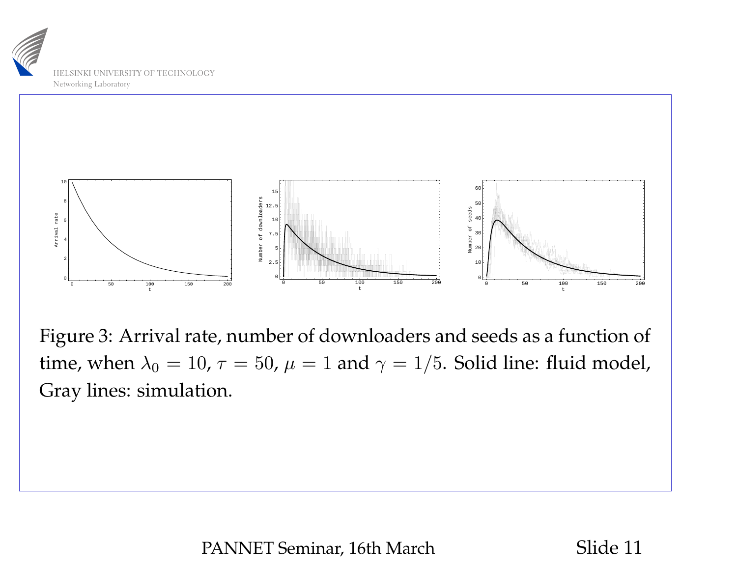Figure 3: Arrival rate, number of downloaders and seeds as a function of time, when $\lambda_0 = 10$, $\tau = 50$, $\mu = 1$ and $\gamma = 1/5$. Solid line: fluid model, Gray lines: simulation.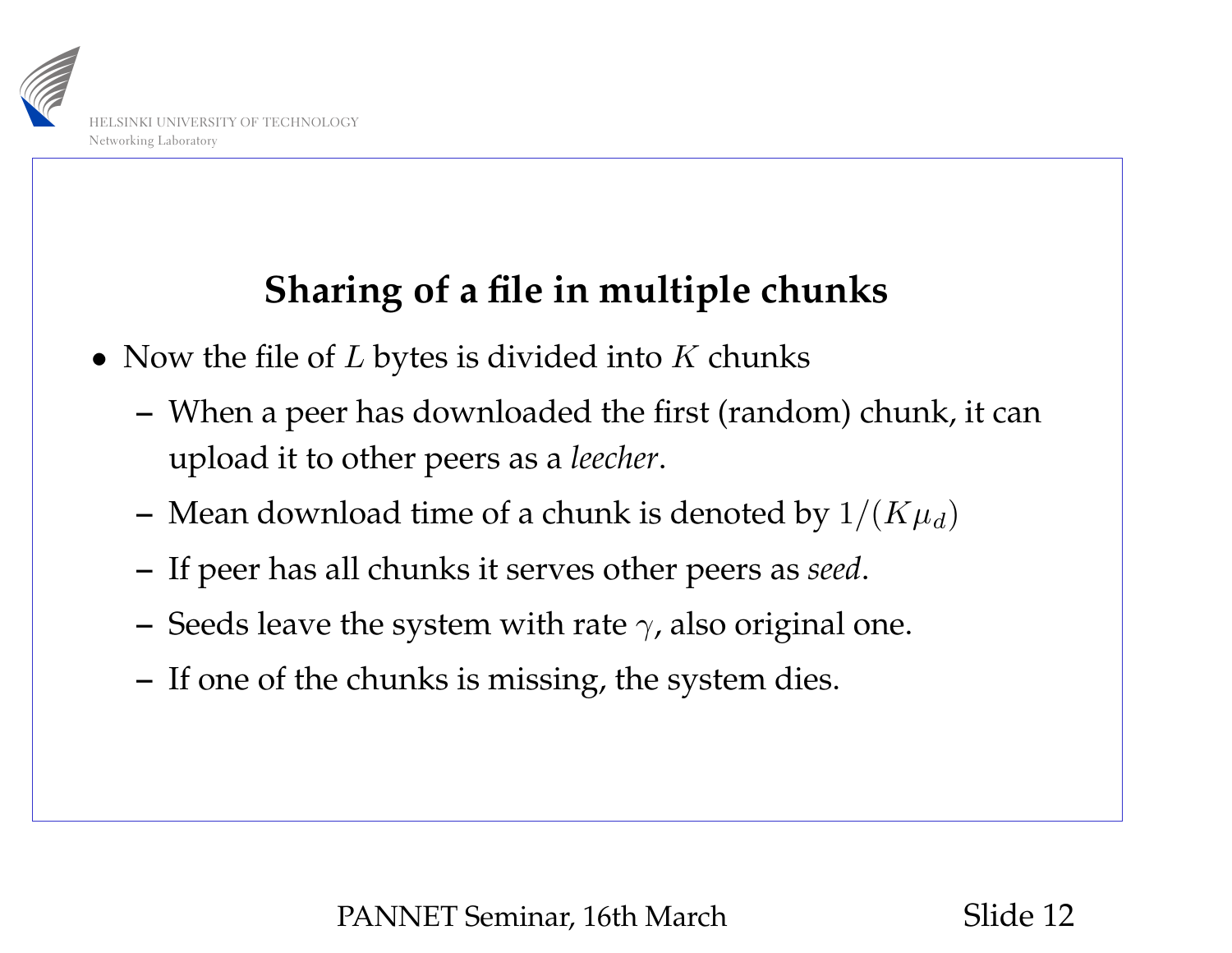## Sharing of a file in multiple chunks

- Now the file of $L$ bytes is divided into $K$ chunks
  - When a peer has downloaded the first (random) chunk, it can upload it to other peers as a *leecher*.
  - Mean download time of a chunk is denoted by $1/(K\mu_d)$
  - If peer has all chunks it serves other peers as *seed*.
  - Seeds leave the system with rate $\gamma$, also original one.
  - If one of the chunks is missing, the system dies.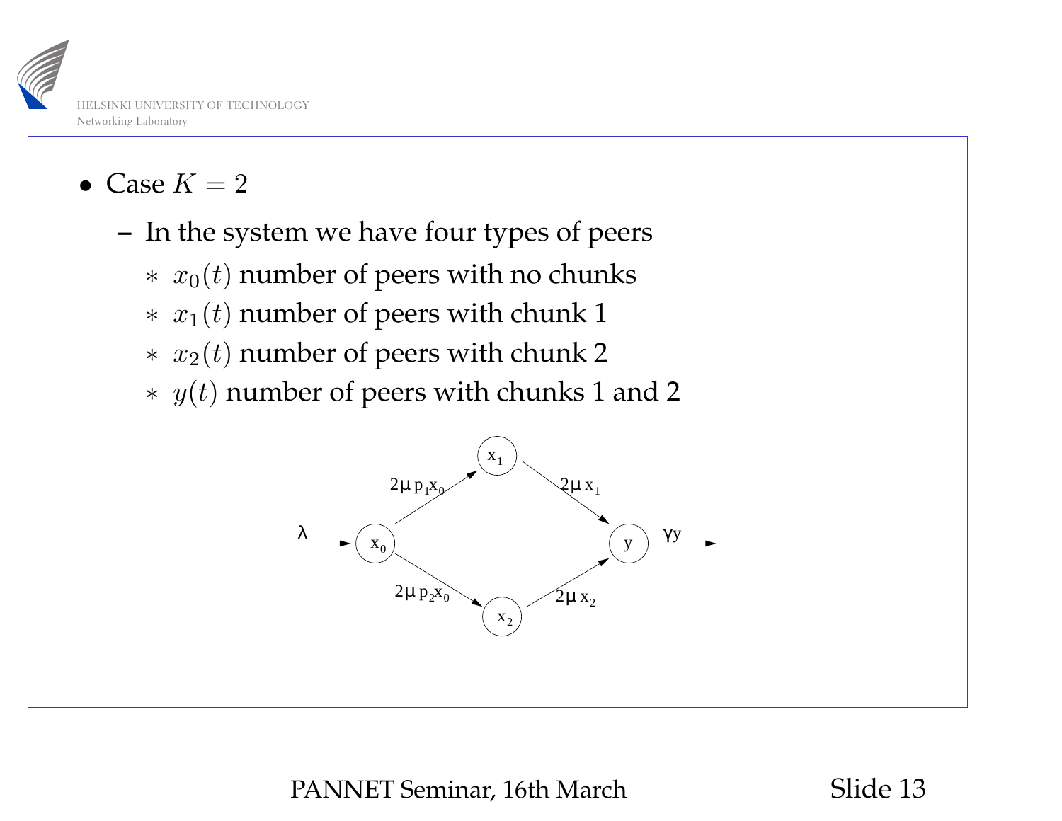- Case $K = 2$
  - In the system we have four types of peers
    - $x_0(t)$ number of peers with no chunks
    - $x_1(t)$ number of peers with chunk 1
    - $x_2(t)$ number of peers with chunk 2
    - $y(t)$ number of peers with chunks 1 and 2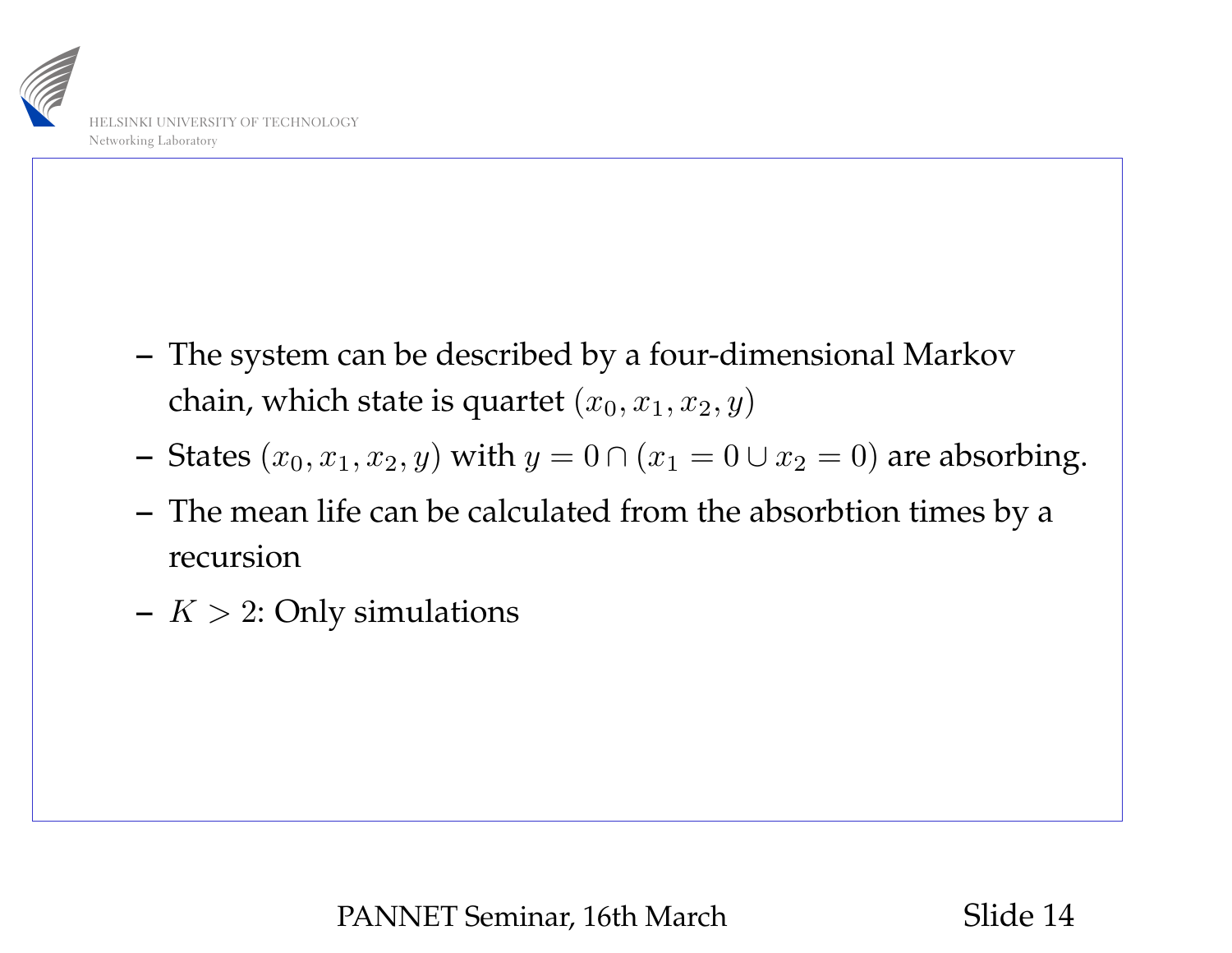- The system can be described by a four-dimensional Markov chain, which state is quartet $(x_0, x_1, x_2, y)$
- States $(x_0, x_1, x_2, y)$ with $y = 0 \cap (x_1 = 0 \cup x_2 = 0)$ are absorbing.
- The mean life can be calculated from the absorbtion times by a recursion
- $K > 2$: Only simulations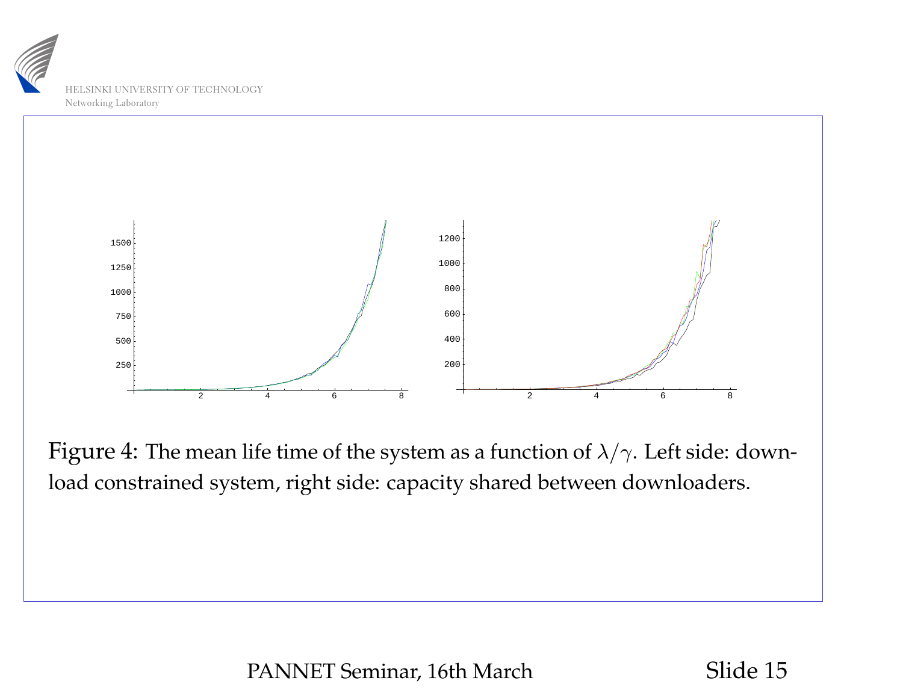1500
1250
1000
750
500
250
2
4
6
8

1200
1000
800
600
400
200
2
4
6
8

Figure 4: The mean life time of the system as a function of $\lambda/\gamma$. Left side: download constrained system, right side: capacity shared between downloaders.